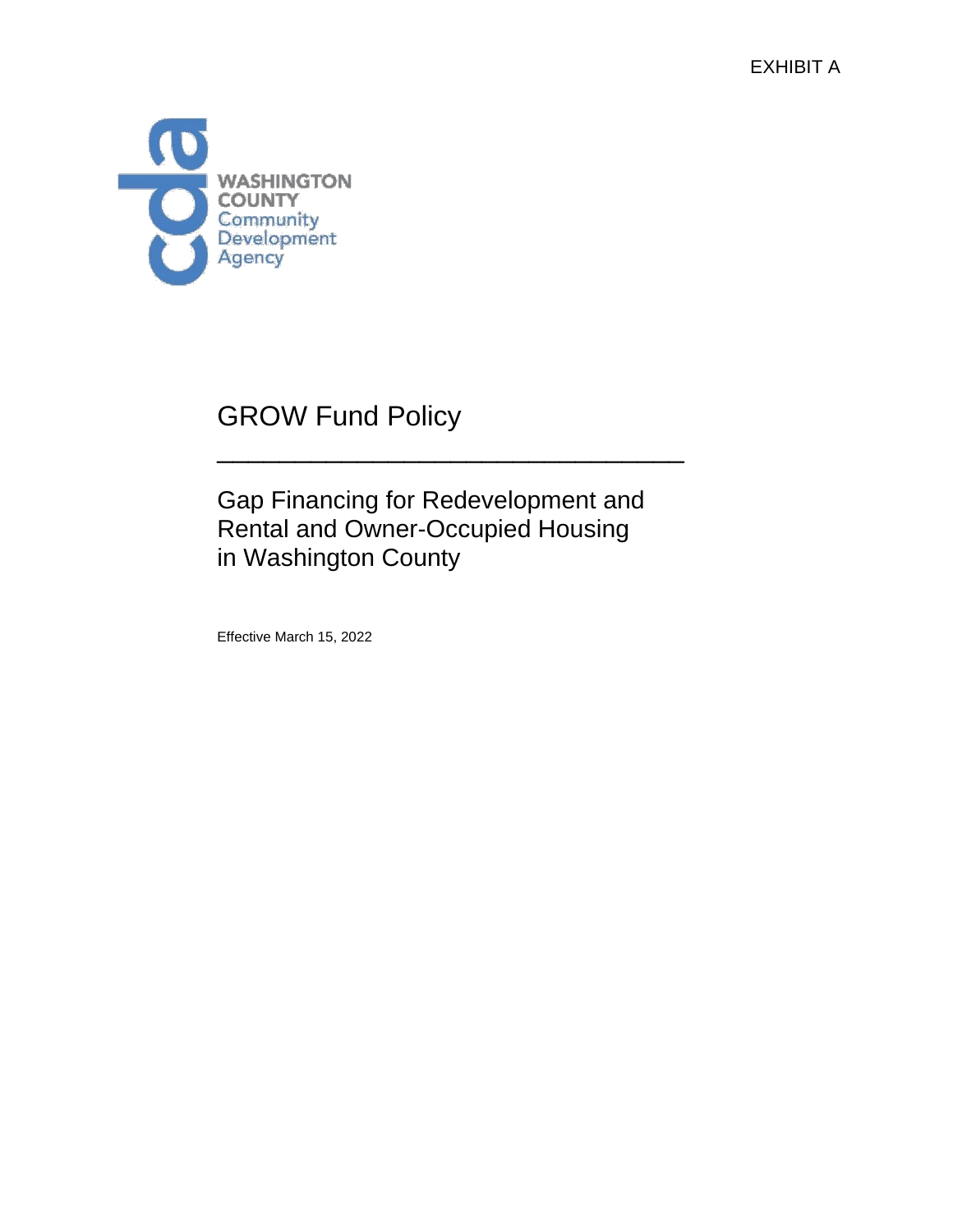EXHIBIT A

WASHINGTON COUNTY
Community
Development
Agency

# GROW Fund Policy

---

## Gap Financing for Redevelopment and Rental and Owner-Occupied Housing in Washington County

Effective March 15, 2022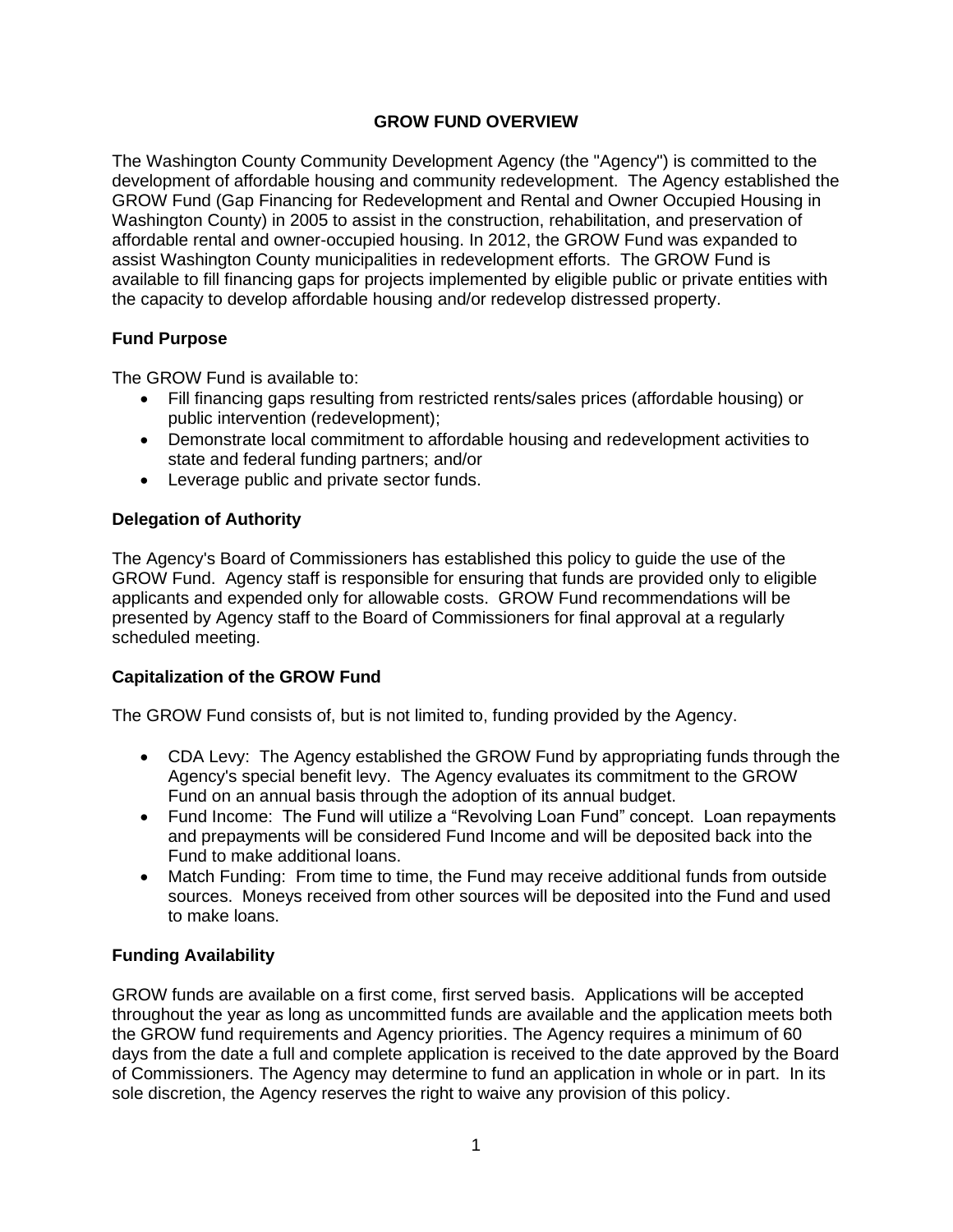# GROW FUND OVERVIEW

The Washington County Community Development Agency (the "Agency") is committed to the development of affordable housing and community redevelopment. The Agency established the GROW Fund (Gap Financing for Redevelopment and Rental and Owner Occupied Housing in Washington County) in 2005 to assist in the construction, rehabilitation, and preservation of affordable rental and owner-occupied housing. In 2012, the GROW Fund was expanded to assist Washington County municipalities in redevelopment efforts. The GROW Fund is available to fill financing gaps for projects implemented by eligible public or private entities with the capacity to develop affordable housing and/or redevelop distressed property.

## Fund Purpose

The GROW Fund is available to:

- Fill financing gaps resulting from restricted rents/sales prices (affordable housing) or public intervention (redevelopment);
- Demonstrate local commitment to affordable housing and redevelopment activities to state and federal funding partners; and/or
- Leverage public and private sector funds.

## Delegation of Authority

The Agency's Board of Commissioners has established this policy to guide the use of the GROW Fund. Agency staff is responsible for ensuring that funds are provided only to eligible applicants and expended only for allowable costs. GROW Fund recommendations will be presented by Agency staff to the Board of Commissioners for final approval at a regularly scheduled meeting.

## Capitalization of the GROW Fund

The GROW Fund consists of, but is not limited to, funding provided by the Agency.

- CDA Levy: The Agency established the GROW Fund by appropriating funds through the Agency's special benefit levy. The Agency evaluates its commitment to the GROW Fund on an annual basis through the adoption of its annual budget.
- Fund Income: The Fund will utilize a "Revolving Loan Fund" concept. Loan repayments and prepayments will be considered Fund Income and will be deposited back into the Fund to make additional loans.
- Match Funding: From time to time, the Fund may receive additional funds from outside sources. Moneys received from other sources will be deposited into the Fund and used to make loans.

## Funding Availability

GROW funds are available on a first come, first served basis. Applications will be accepted throughout the year as long as uncommitted funds are available and the application meets both the GROW fund requirements and Agency priorities. The Agency requires a minimum of 60 days from the date a full and complete application is received to the date approved by the Board of Commissioners. The Agency may determine to fund an application in whole or in part. In its sole discretion, the Agency reserves the right to waive any provision of this policy.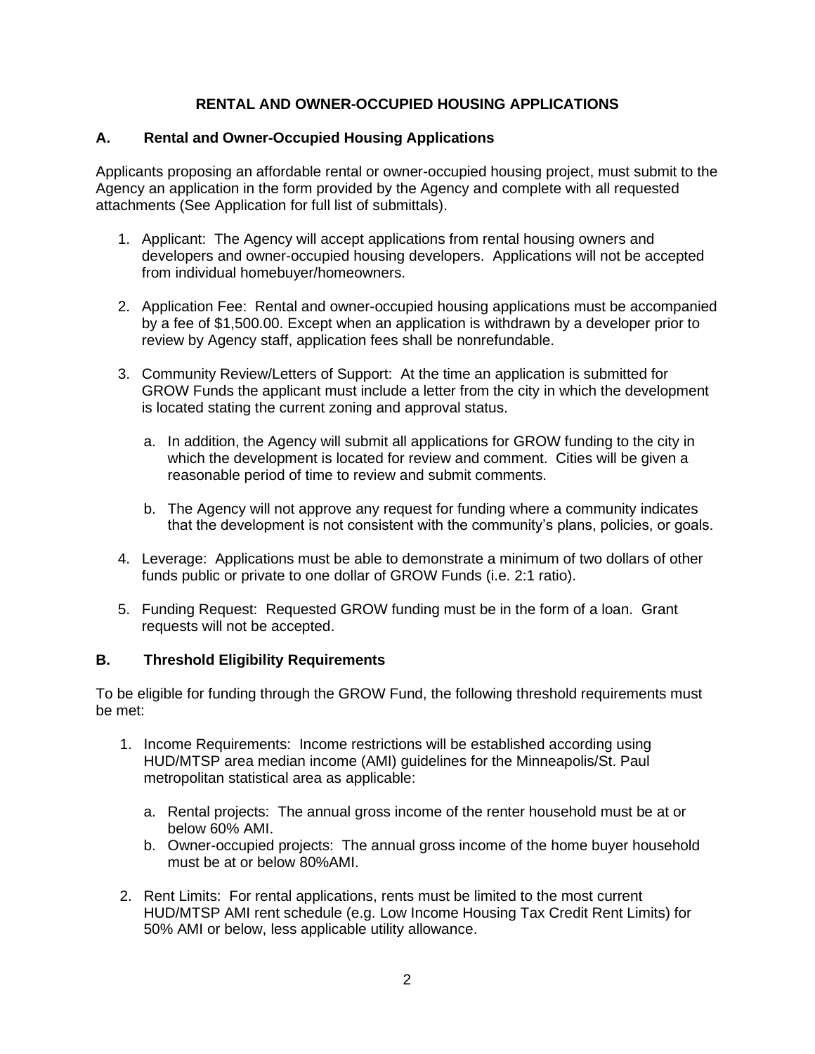## RENTAL AND OWNER-OCCUPIED HOUSING APPLICATIONS

### A. Rental and Owner-Occupied Housing Applications

Applicants proposing an affordable rental or owner-occupied housing project, must submit to the Agency an application in the form provided by the Agency and complete with all requested attachments (See Application for full list of submittals).

1. Applicant: The Agency will accept applications from rental housing owners and developers and owner-occupied housing developers. Applications will not be accepted from individual homebuyer/homeowners.

2. Application Fee: Rental and owner-occupied housing applications must be accompanied by a fee of $1,500.00. Except when an application is withdrawn by a developer prior to review by Agency staff, application fees shall be nonrefundable.

3. Community Review/Letters of Support: At the time an application is submitted for GROW Funds the applicant must include a letter from the city in which the development is located stating the current zoning and approval status.

    a. In addition, the Agency will submit all applications for GROW funding to the city in which the development is located for review and comment. Cities will be given a reasonable period of time to review and submit comments.

    b. The Agency will not approve any request for funding where a community indicates that the development is not consistent with the community's plans, policies, or goals.

4. Leverage: Applications must be able to demonstrate a minimum of two dollars of other funds public or private to one dollar of GROW Funds (i.e. 2:1 ratio).

5. Funding Request: Requested GROW funding must be in the form of a loan. Grant requests will not be accepted.

### B. Threshold Eligibility Requirements

To be eligible for funding through the GROW Fund, the following threshold requirements must be met:

1. Income Requirements: Income restrictions will be established according using HUD/MTSP area median income (AMI) guidelines for the Minneapolis/St. Paul metropolitan statistical area as applicable:

    a. Rental projects: The annual gross income of the renter household must be at or below 60% AMI.
    b. Owner-occupied projects: The annual gross income of the home buyer household must be at or below 80%AMI.

2. Rent Limits: For rental applications, rents must be limited to the most current HUD/MTSP AMI rent schedule (e.g. Low Income Housing Tax Credit Rent Limits) for 50% AMI or below, less applicable utility allowance.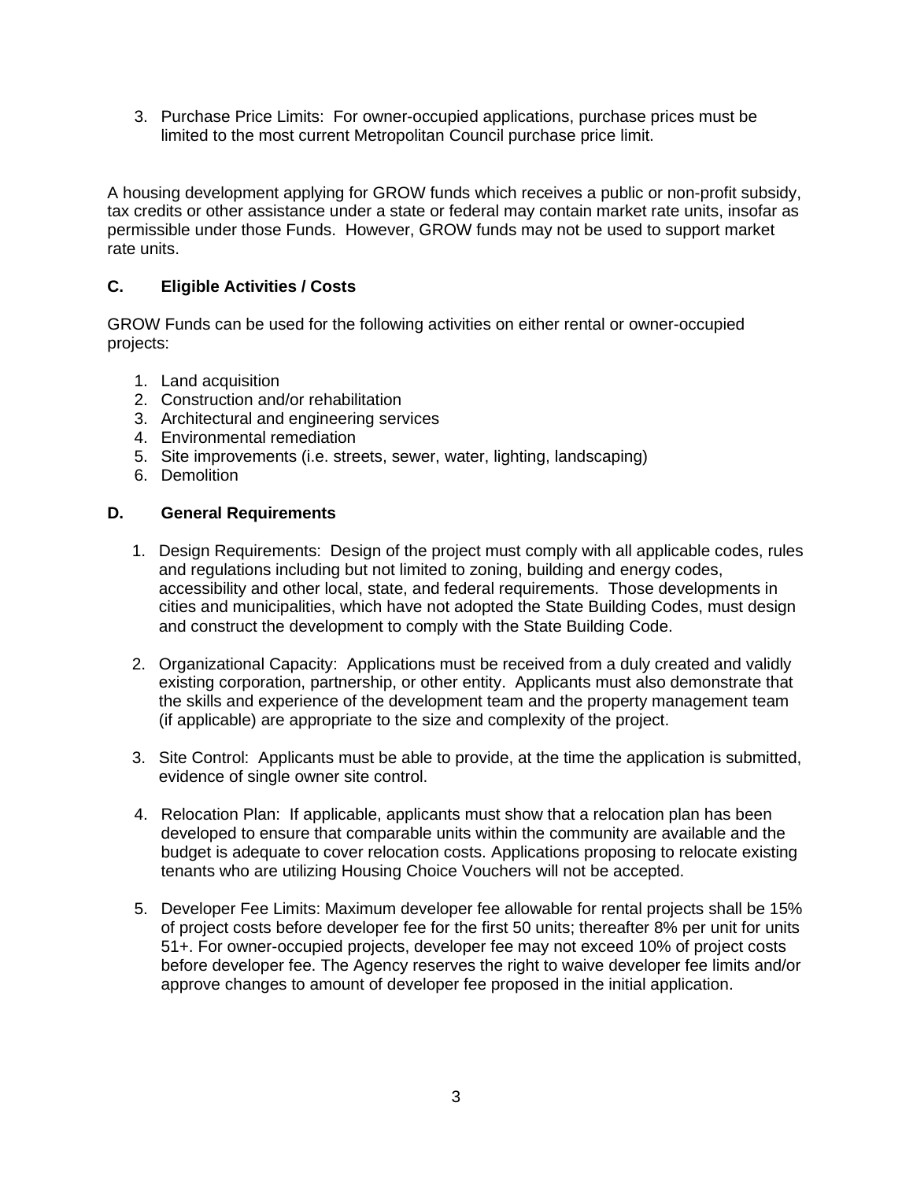3. Purchase Price Limits: For owner-occupied applications, purchase prices must be limited to the most current Metropolitan Council purchase price limit.

A housing development applying for GROW funds which receives a public or non-profit subsidy, tax credits or other assistance under a state or federal may contain market rate units, insofar as permissible under those Funds. However, GROW funds may not be used to support market rate units.

## C. Eligible Activities / Costs

GROW Funds can be used for the following activities on either rental or owner-occupied projects:

1. Land acquisition
2. Construction and/or rehabilitation
3. Architectural and engineering services
4. Environmental remediation
5. Site improvements (i.e. streets, sewer, water, lighting, landscaping)
6. Demolition

## D. General Requirements

1. Design Requirements: Design of the project must comply with all applicable codes, rules and regulations including but not limited to zoning, building and energy codes, accessibility and other local, state, and federal requirements. Those developments in cities and municipalities, which have not adopted the State Building Codes, must design and construct the development to comply with the State Building Code.

2. Organizational Capacity: Applications must be received from a duly created and validly existing corporation, partnership, or other entity. Applicants must also demonstrate that the skills and experience of the development team and the property management team (if applicable) are appropriate to the size and complexity of the project.

3. Site Control: Applicants must be able to provide, at the time the application is submitted, evidence of single owner site control.

4. Relocation Plan: If applicable, applicants must show that a relocation plan has been developed to ensure that comparable units within the community are available and the budget is adequate to cover relocation costs. Applications proposing to relocate existing tenants who are utilizing Housing Choice Vouchers will not be accepted.

5. Developer Fee Limits: Maximum developer fee allowable for rental projects shall be 15% of project costs before developer fee for the first 50 units; thereafter 8% per unit for units 51+. For owner-occupied projects, developer fee may not exceed 10% of project costs before developer fee. The Agency reserves the right to waive developer fee limits and/or approve changes to amount of developer fee proposed in the initial application.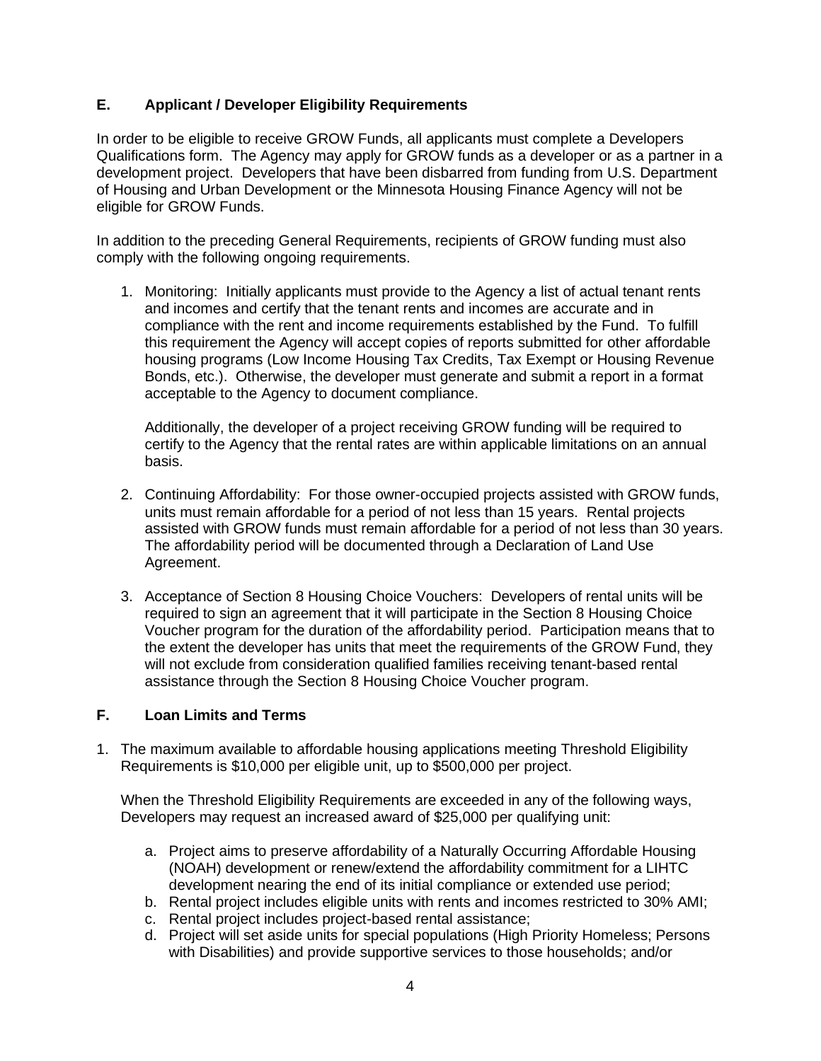## E. Applicant / Developer Eligibility Requirements

In order to be eligible to receive GROW Funds, all applicants must complete a Developers Qualifications form. The Agency may apply for GROW funds as a developer or as a partner in a development project. Developers that have been disbarred from funding from U.S. Department of Housing and Urban Development or the Minnesota Housing Finance Agency will not be eligible for GROW Funds.

In addition to the preceding General Requirements, recipients of GROW funding must also comply with the following ongoing requirements.

1. Monitoring: Initially applicants must provide to the Agency a list of actual tenant rents and incomes and certify that the tenant rents and incomes are accurate and in compliance with the rent and income requirements established by the Fund. To fulfill this requirement the Agency will accept copies of reports submitted for other affordable housing programs (Low Income Housing Tax Credits, Tax Exempt or Housing Revenue Bonds, etc.). Otherwise, the developer must generate and submit a report in a format acceptable to the Agency to document compliance.

   Additionally, the developer of a project receiving GROW funding will be required to certify to the Agency that the rental rates are within applicable limitations on an annual basis.

2. Continuing Affordability: For those owner-occupied projects assisted with GROW funds, units must remain affordable for a period of not less than 15 years. Rental projects assisted with GROW funds must remain affordable for a period of not less than 30 years. The affordability period will be documented through a Declaration of Land Use Agreement.

3. Acceptance of Section 8 Housing Choice Vouchers: Developers of rental units will be required to sign an agreement that it will participate in the Section 8 Housing Choice Voucher program for the duration of the affordability period. Participation means that to the extent the developer has units that meet the requirements of the GROW Fund, they will not exclude from consideration qualified families receiving tenant-based rental assistance through the Section 8 Housing Choice Voucher program.

## F. Loan Limits and Terms

1. The maximum available to affordable housing applications meeting Threshold Eligibility Requirements is $10,000 per eligible unit, up to $500,000 per project.

   When the Threshold Eligibility Requirements are exceeded in any of the following ways, Developers may request an increased award of $25,000 per qualifying unit:

   a. Project aims to preserve affordability of a Naturally Occurring Affordable Housing (NOAH) development or renew/extend the affordability commitment for a LIHTC development nearing the end of its initial compliance or extended use period;
   b. Rental project includes eligible units with rents and incomes restricted to 30% AMI;
   c. Rental project includes project-based rental assistance;
   d. Project will set aside units for special populations (High Priority Homeless; Persons with Disabilities) and provide supportive services to those households; and/or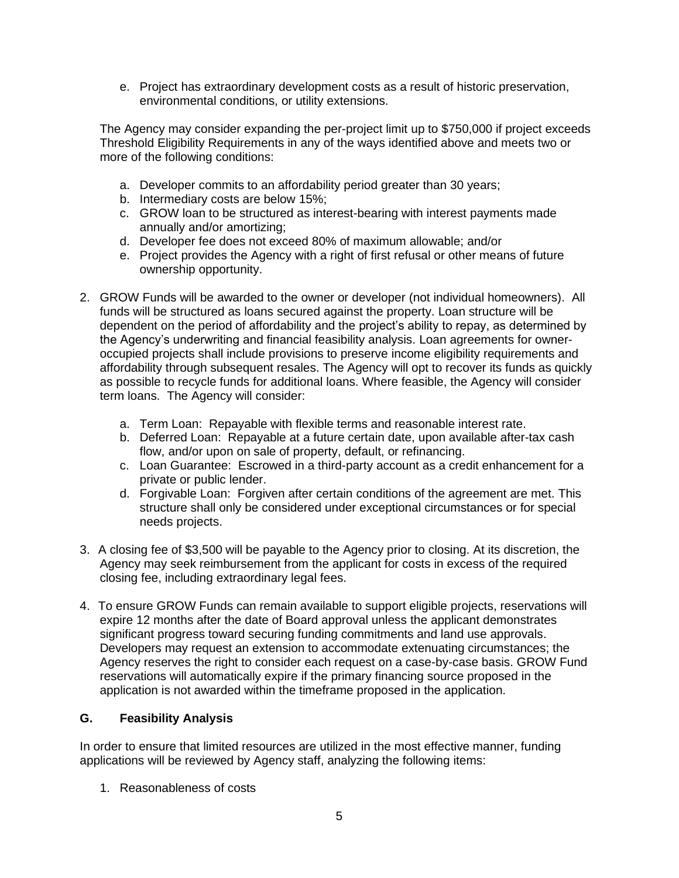e. Project has extraordinary development costs as a result of historic preservation, environmental conditions, or utility extensions.

The Agency may consider expanding the per-project limit up to $750,000 if project exceeds Threshold Eligibility Requirements in any of the ways identified above and meets two or more of the following conditions:

a. Developer commits to an affordability period greater than 30 years;
b. Intermediary costs are below 15%;
c. GROW loan to be structured as interest-bearing with interest payments made annually and/or amortizing;
d. Developer fee does not exceed 80% of maximum allowable; and/or
e. Project provides the Agency with a right of first refusal or other means of future ownership opportunity.

2. GROW Funds will be awarded to the owner or developer (not individual homeowners). All funds will be structured as loans secured against the property. Loan structure will be dependent on the period of affordability and the project's ability to repay, as determined by the Agency's underwriting and financial feasibility analysis. Loan agreements for owner-occupied projects shall include provisions to preserve income eligibility requirements and affordability through subsequent resales. The Agency will opt to recover its funds as quickly as possible to recycle funds for additional loans. Where feasible, the Agency will consider term loans. The Agency will consider:

   a. Term Loan: Repayable with flexible terms and reasonable interest rate.
   b. Deferred Loan: Repayable at a future certain date, upon available after-tax cash flow, and/or upon on sale of property, default, or refinancing.
   c. Loan Guarantee: Escrowed in a third-party account as a credit enhancement for a private or public lender.
   d. Forgivable Loan: Forgiven after certain conditions of the agreement are met. This structure shall only be considered under exceptional circumstances or for special needs projects.

3. A closing fee of $3,500 will be payable to the Agency prior to closing. At its discretion, the Agency may seek reimbursement from the applicant for costs in excess of the required closing fee, including extraordinary legal fees.

4. To ensure GROW Funds can remain available to support eligible projects, reservations will expire 12 months after the date of Board approval unless the applicant demonstrates significant progress toward securing funding commitments and land use approvals. Developers may request an extension to accommodate extenuating circumstances; the Agency reserves the right to consider each request on a case-by-case basis. GROW Fund reservations will automatically expire if the primary financing source proposed in the application is not awarded within the timeframe proposed in the application.

## G. Feasibility Analysis

In order to ensure that limited resources are utilized in the most effective manner, funding applications will be reviewed by Agency staff, analyzing the following items:

1. Reasonableness of costs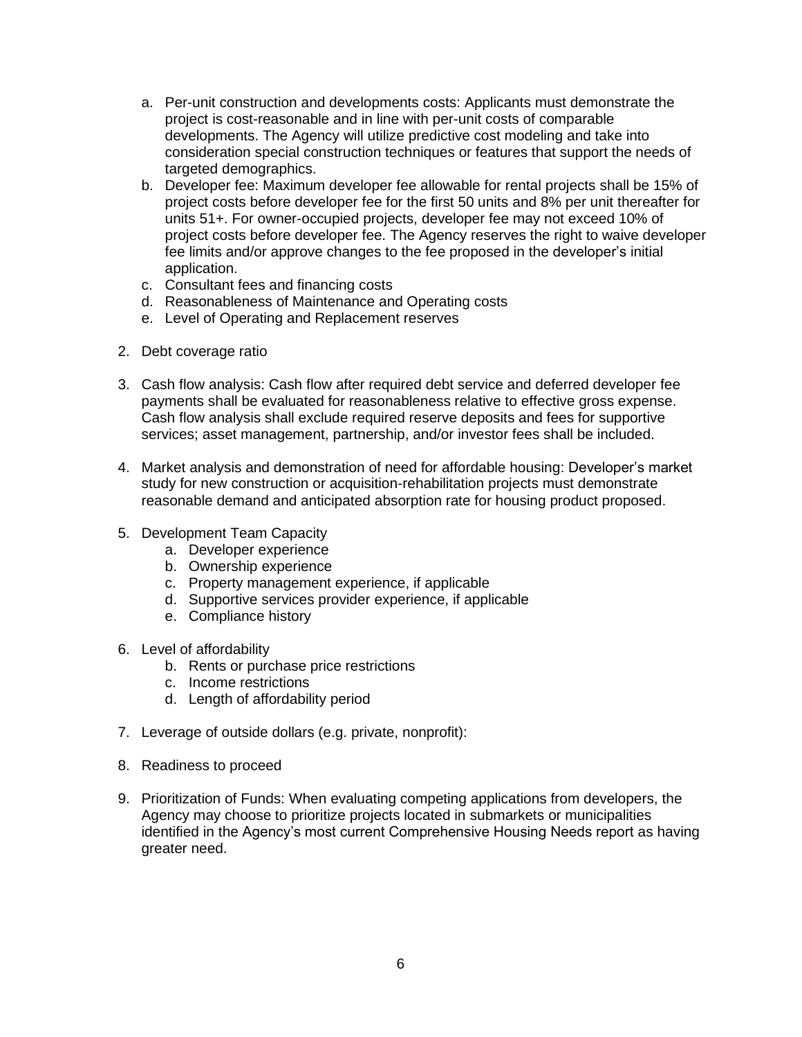a. Per-unit construction and developments costs: Applicants must demonstrate the project is cost-reasonable and in line with per-unit costs of comparable developments. The Agency will utilize predictive cost modeling and take into consideration special construction techniques or features that support the needs of targeted demographics.
b. Developer fee: Maximum developer fee allowable for rental projects shall be 15% of project costs before developer fee for the first 50 units and 8% per unit thereafter for units 51+. For owner-occupied projects, developer fee may not exceed 10% of project costs before developer fee. The Agency reserves the right to waive developer fee limits and/or approve changes to the fee proposed in the developer's initial application.
c. Consultant fees and financing costs
d. Reasonableness of Maintenance and Operating costs
e. Level of Operating and Replacement reserves

2. Debt coverage ratio

3. Cash flow analysis: Cash flow after required debt service and deferred developer fee payments shall be evaluated for reasonableness relative to effective gross expense. Cash flow analysis shall exclude required reserve deposits and fees for supportive services; asset management, partnership, and/or investor fees shall be included.

4. Market analysis and demonstration of need for affordable housing: Developer's market study for new construction or acquisition-rehabilitation projects must demonstrate reasonable demand and anticipated absorption rate for housing product proposed.

5. Development Team Capacity
   a. Developer experience
   b. Ownership experience
   c. Property management experience, if applicable
   d. Supportive services provider experience, if applicable
   e. Compliance history

6. Level of affordability
   b. Rents or purchase price restrictions
   c. Income restrictions
   d. Length of affordability period

7. Leverage of outside dollars (e.g. private, nonprofit):

8. Readiness to proceed

9. Prioritization of Funds: When evaluating competing applications from developers, the Agency may choose to prioritize projects located in submarkets or municipalities identified in the Agency's most current Comprehensive Housing Needs report as having greater need.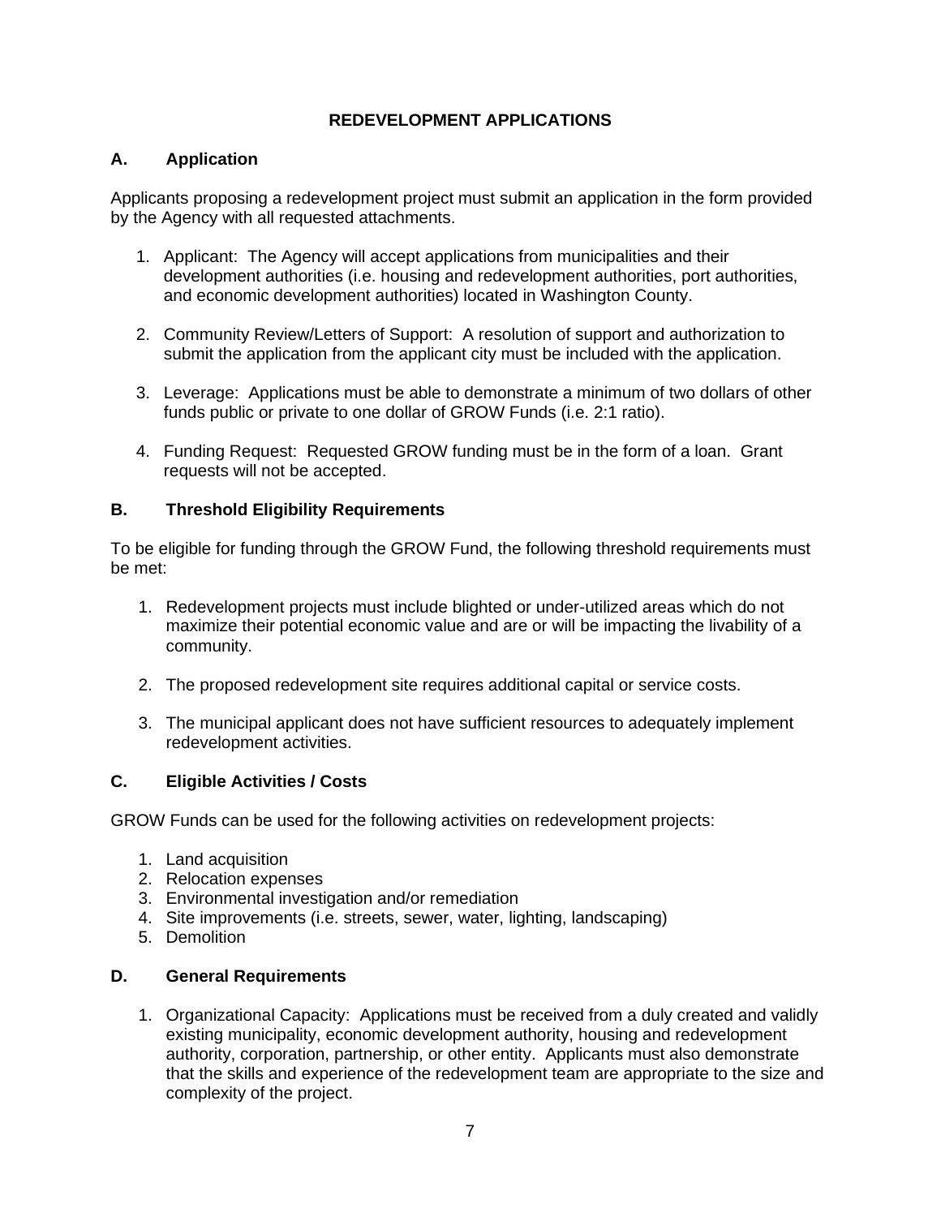## REDEVELOPMENT APPLICATIONS

### A. Application

Applicants proposing a redevelopment project must submit an application in the form provided by the Agency with all requested attachments.

1. Applicant: The Agency will accept applications from municipalities and their development authorities (i.e. housing and redevelopment authorities, port authorities, and economic development authorities) located in Washington County.

2. Community Review/Letters of Support: A resolution of support and authorization to submit the application from the applicant city must be included with the application.

3. Leverage: Applications must be able to demonstrate a minimum of two dollars of other funds public or private to one dollar of GROW Funds (i.e. 2:1 ratio).

4. Funding Request: Requested GROW funding must be in the form of a loan. Grant requests will not be accepted.

### B. Threshold Eligibility Requirements

To be eligible for funding through the GROW Fund, the following threshold requirements must be met:

1. Redevelopment projects must include blighted or under-utilized areas which do not maximize their potential economic value and are or will be impacting the livability of a community.

2. The proposed redevelopment site requires additional capital or service costs.

3. The municipal applicant does not have sufficient resources to adequately implement redevelopment activities.

### C. Eligible Activities / Costs

GROW Funds can be used for the following activities on redevelopment projects:

1. Land acquisition
2. Relocation expenses
3. Environmental investigation and/or remediation
4. Site improvements (i.e. streets, sewer, water, lighting, landscaping)
5. Demolition

### D. General Requirements

1. Organizational Capacity: Applications must be received from a duly created and validly existing municipality, economic development authority, housing and redevelopment authority, corporation, partnership, or other entity. Applicants must also demonstrate that the skills and experience of the redevelopment team are appropriate to the size and complexity of the project.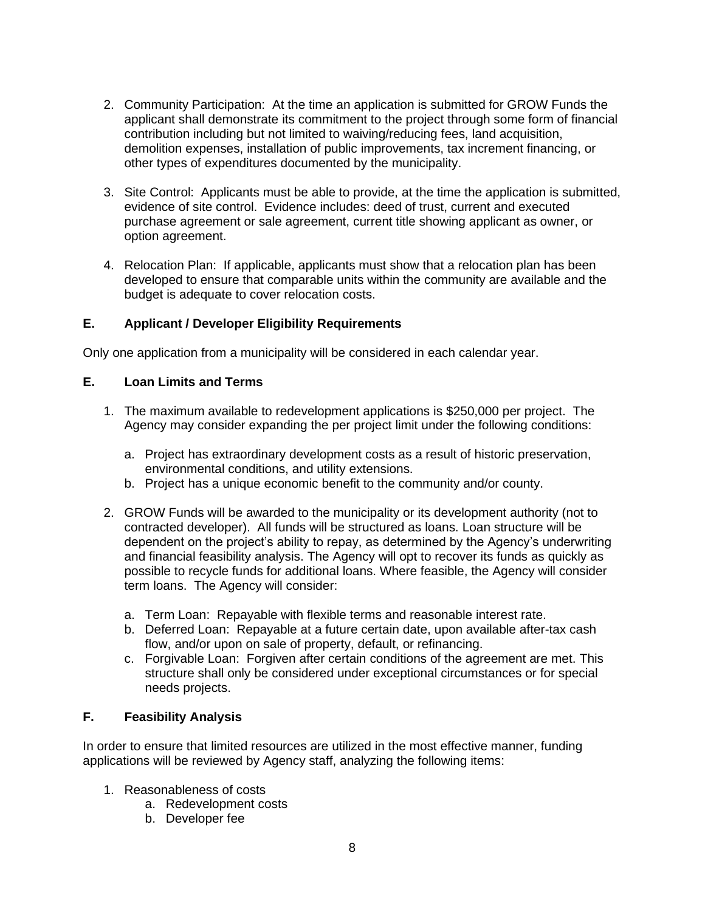2. Community Participation: At the time an application is submitted for GROW Funds the applicant shall demonstrate its commitment to the project through some form of financial contribution including but not limited to waiving/reducing fees, land acquisition, demolition expenses, installation of public improvements, tax increment financing, or other types of expenditures documented by the municipality.

3. Site Control: Applicants must be able to provide, at the time the application is submitted, evidence of site control. Evidence includes: deed of trust, current and executed purchase agreement or sale agreement, current title showing applicant as owner, or option agreement.

4. Relocation Plan: If applicable, applicants must show that a relocation plan has been developed to ensure that comparable units within the community are available and the budget is adequate to cover relocation costs.

## E. Applicant / Developer Eligibility Requirements

Only one application from a municipality will be considered in each calendar year.

## E. Loan Limits and Terms

1. The maximum available to redevelopment applications is $250,000 per project. The Agency may consider expanding the per project limit under the following conditions:

   a. Project has extraordinary development costs as a result of historic preservation, environmental conditions, and utility extensions.
   b. Project has a unique economic benefit to the community and/or county.

2. GROW Funds will be awarded to the municipality or its development authority (not to contracted developer). All funds will be structured as loans. Loan structure will be dependent on the project's ability to repay, as determined by the Agency's underwriting and financial feasibility analysis. The Agency will opt to recover its funds as quickly as possible to recycle funds for additional loans. Where feasible, the Agency will consider term loans. The Agency will consider:

   a. Term Loan: Repayable with flexible terms and reasonable interest rate.
   b. Deferred Loan: Repayable at a future certain date, upon available after-tax cash flow, and/or upon on sale of property, default, or refinancing.
   c. Forgivable Loan: Forgiven after certain conditions of the agreement are met. This structure shall only be considered under exceptional circumstances or for special needs projects.

## F. Feasibility Analysis

In order to ensure that limited resources are utilized in the most effective manner, funding applications will be reviewed by Agency staff, analyzing the following items:

1. Reasonableness of costs
   a. Redevelopment costs
   b. Developer fee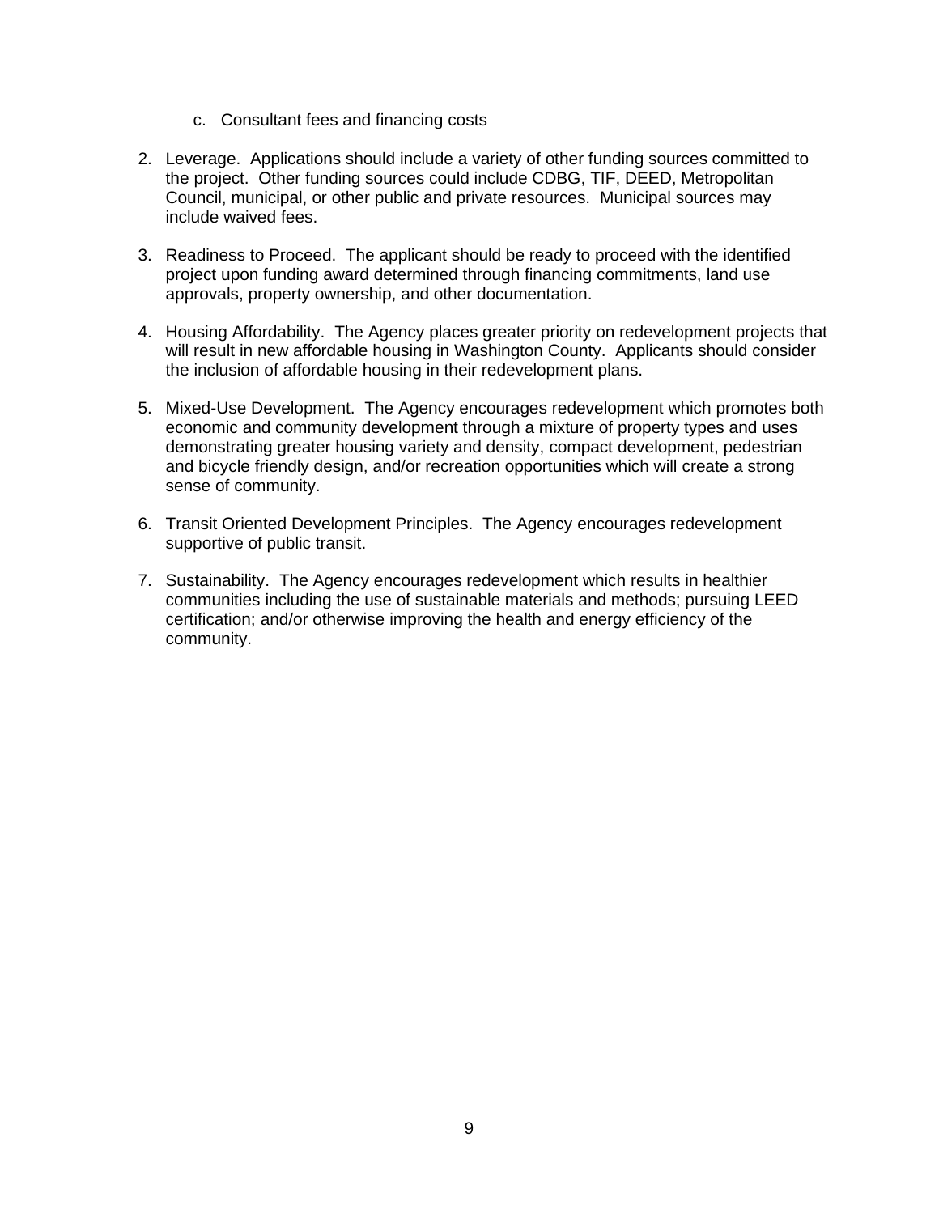c. Consultant fees and financing costs

2. Leverage. Applications should include a variety of other funding sources committed to the project. Other funding sources could include CDBG, TIF, DEED, Metropolitan Council, municipal, or other public and private resources. Municipal sources may include waived fees.

3. Readiness to Proceed. The applicant should be ready to proceed with the identified project upon funding award determined through financing commitments, land use approvals, property ownership, and other documentation.

4. Housing Affordability. The Agency places greater priority on redevelopment projects that will result in new affordable housing in Washington County. Applicants should consider the inclusion of affordable housing in their redevelopment plans.

5. Mixed-Use Development. The Agency encourages redevelopment which promotes both economic and community development through a mixture of property types and uses demonstrating greater housing variety and density, compact development, pedestrian and bicycle friendly design, and/or recreation opportunities which will create a strong sense of community.

6. Transit Oriented Development Principles. The Agency encourages redevelopment supportive of public transit.

7. Sustainability. The Agency encourages redevelopment which results in healthier communities including the use of sustainable materials and methods; pursuing LEED certification; and/or otherwise improving the health and energy efficiency of the community.